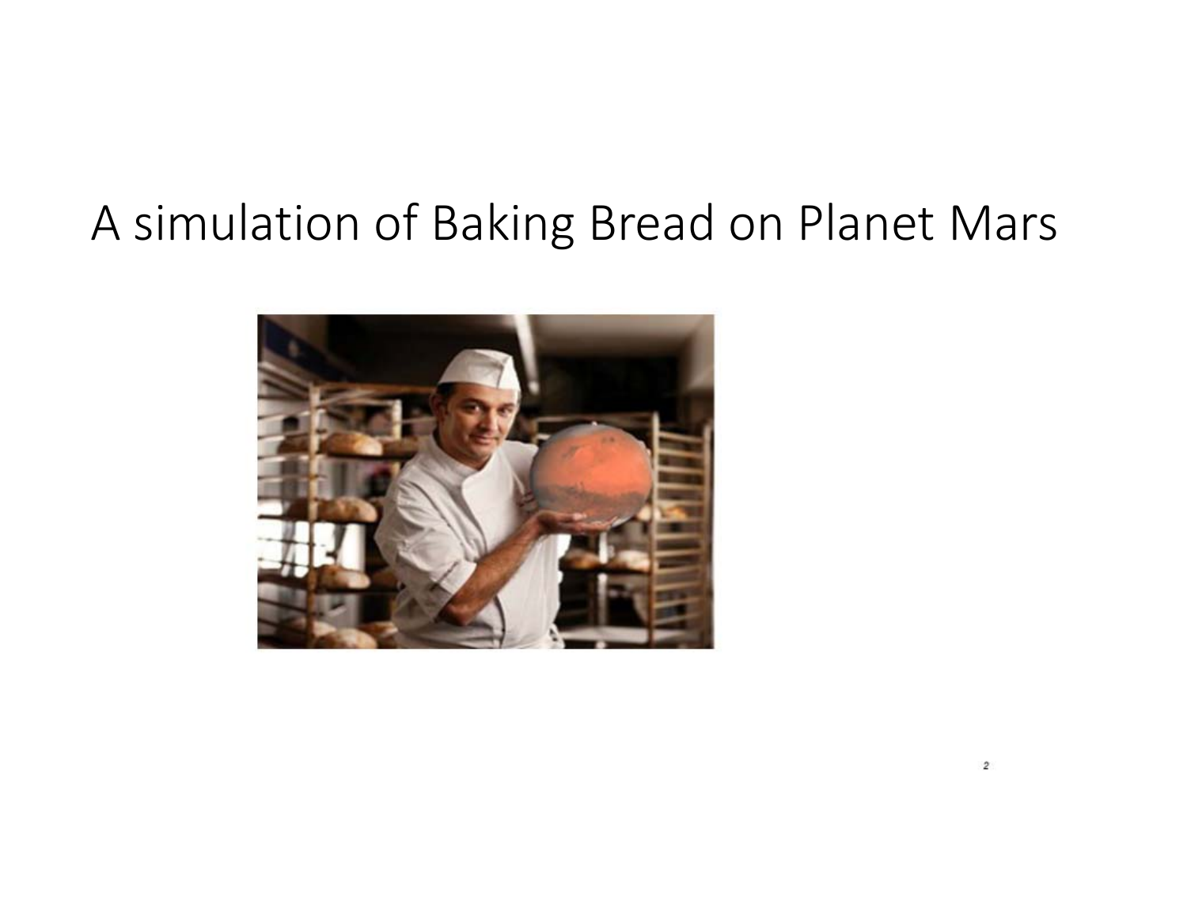# A simulation of Baking Bread on Planet Mars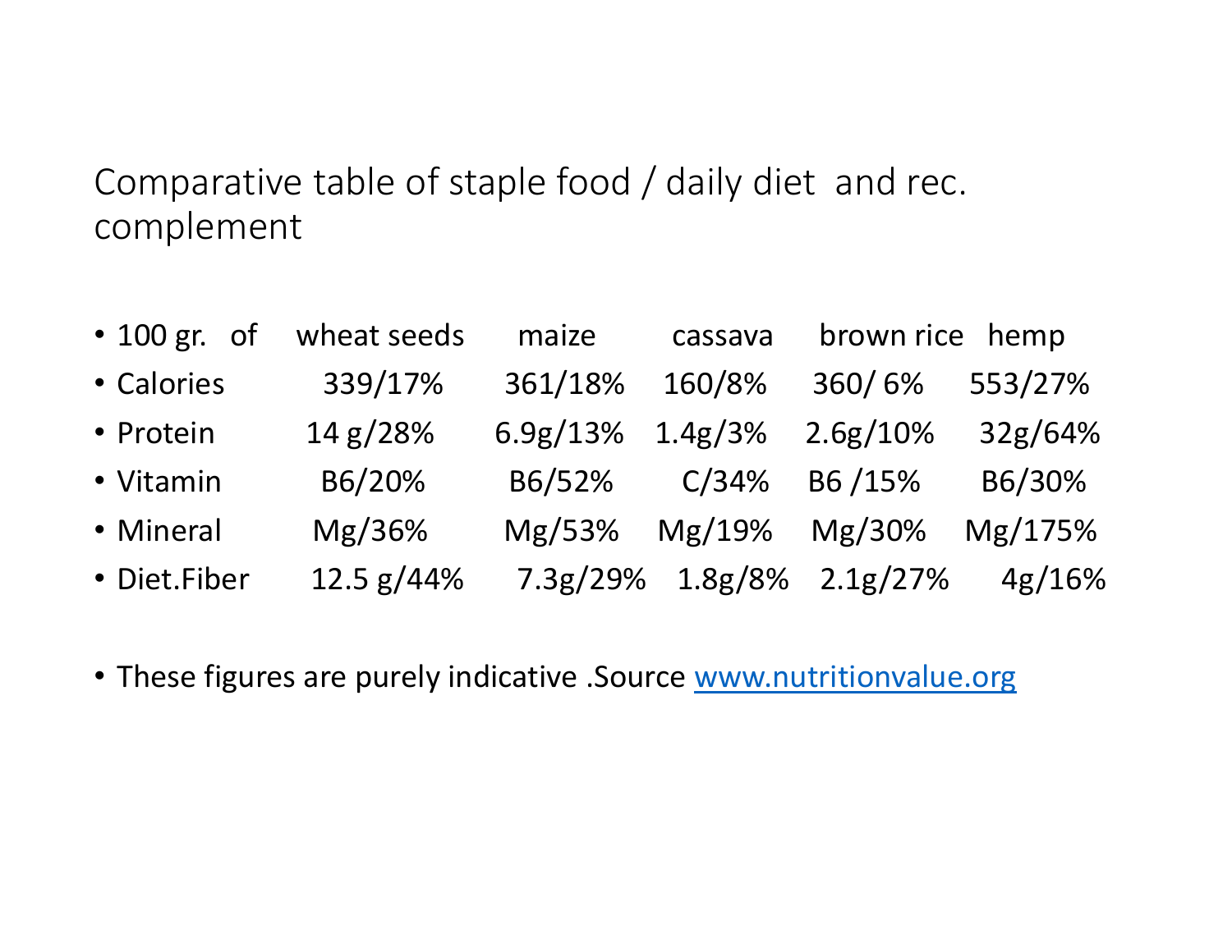Comparative table of staple food / daily diet and rec. complement

| 100 gr. of | wheat seeds | maize | cassava | brown rice | hemp |
|---|---|---|---|---|---|
| Calories | 339/17% | 361/18% | 160/8% | 360/ 6% | 553/27% |
| Protein | 14 g/28% | 6.9g/13% | 1.4g/3% | 2.6g/10% | 32g/64% |
| Vitamin | B6/20% | B6/52% | C/34% | B6 /15% | B6/30% |
| Mineral | Mg/36% | Mg/53% | Mg/19% | Mg/30% | Mg/175% |
| Diet.Fiber | 12.5 g/44% | 7.3g/29% | 1.8g/8% | 2.1g/27% | 4g/16% |

- These figures are purely indicative .Source www.nutritionvalue.org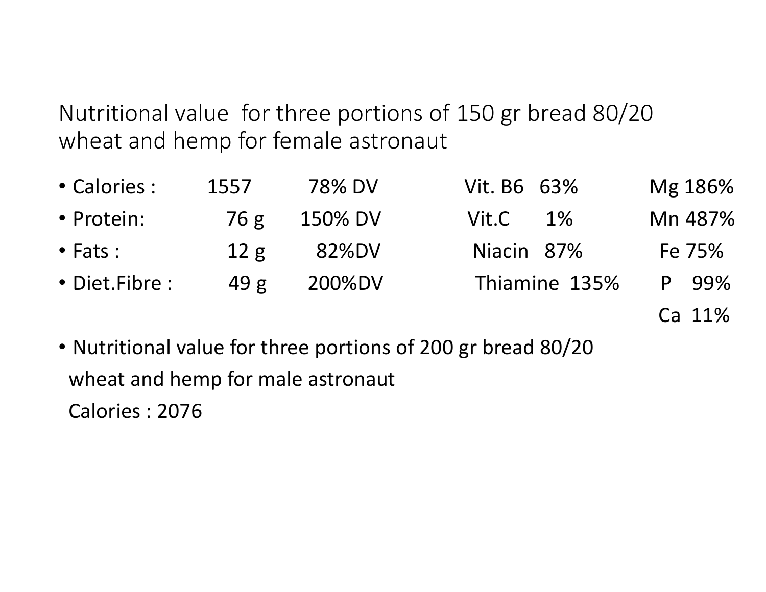# Nutritional value for three portions of 150 gr bread 80/20 wheat and hemp for female astronaut

| | | | | |
|---|---|---|---|---|
| Calories : | 1557 | 78% DV | Vit. B6 63% | Mg 186% |
| Protein: | 76 g | 150% DV | Vit.C 1% | Mn 487% |
| Fats : | 12 g | 82%DV | Niacin 87% | Fe 75% |
| Diet.Fibre : | 49 g | 200%DV | Thiamine 135% | P 99% |
| | | | | Ca 11% |

- Nutritional value for three portions of 200 gr bread 80/20 wheat and hemp for male astronaut

  Calories : 2076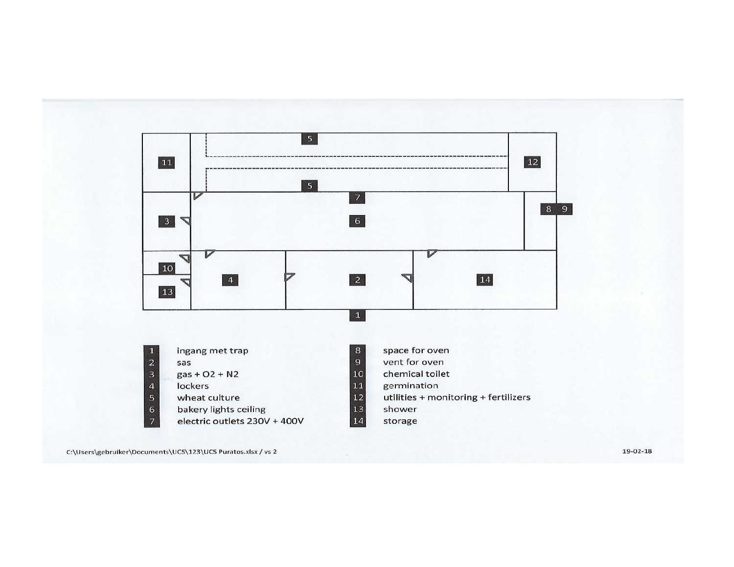| | | | |
|---|---|---|---|
| 1 | ingang met trap | 8 | space for oven |
| 2 | sas | 9 | vent for oven |
| 3 | gas + $O_2$ + $N_2$ | 10 | chemical toilet |
| 4 | lockers | 11 | germination |
| 5 | wheat culture | 12 | utilities + monitoring + fertilizers |
| 6 | bakery lights ceiling | 13 | shower |
| 7 | electric outlets 230V + 400V | 14 | storage |

C:\Users\gebruiker\Documents\UCS\123\UCS Puratos.xlsx / vs 2

19-02-18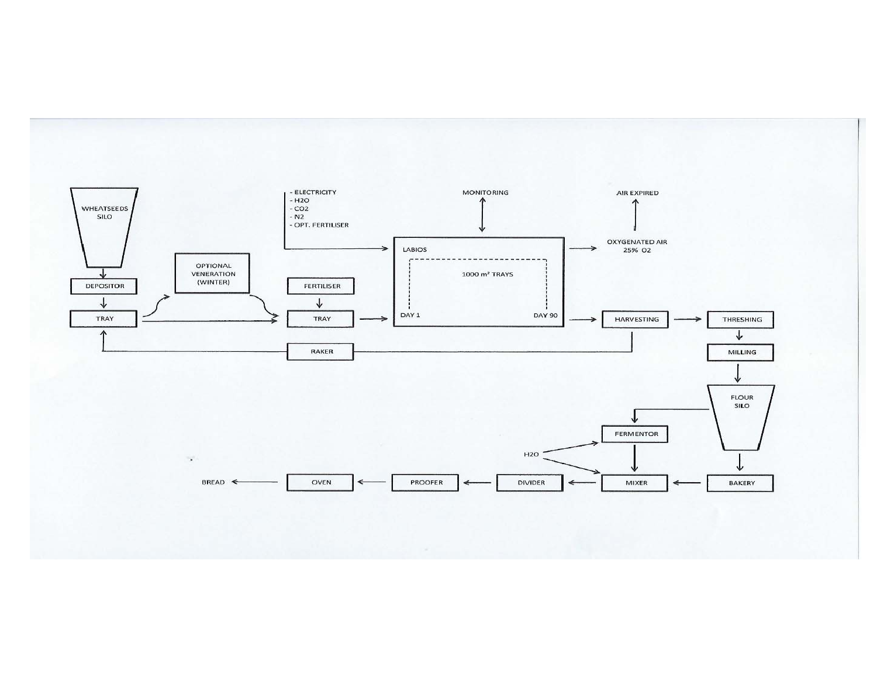WHEATSEEDS SILO

DEPOSITOR

TRAY

OPTIONAL VENERATION (WINTER)

- ELECTRICITY
- $H_2O$
- $CO_2$
- $N_2$
- OPT. FERTILISER

MONITORING

AIR EXPIRED

FERTILISER

TRAY

LABIOS

1000 m² TRAYS

DAY 1

DAY 90

OXYGENATED AIR 25% $O_2$

HARVESTING

THRESHING

RAKER

MILLING

FLOUR SILO

FERMENTOR

$H_2O$

BREAD

OVEN

PROOFER

DIVIDER

MIXER

BAKERY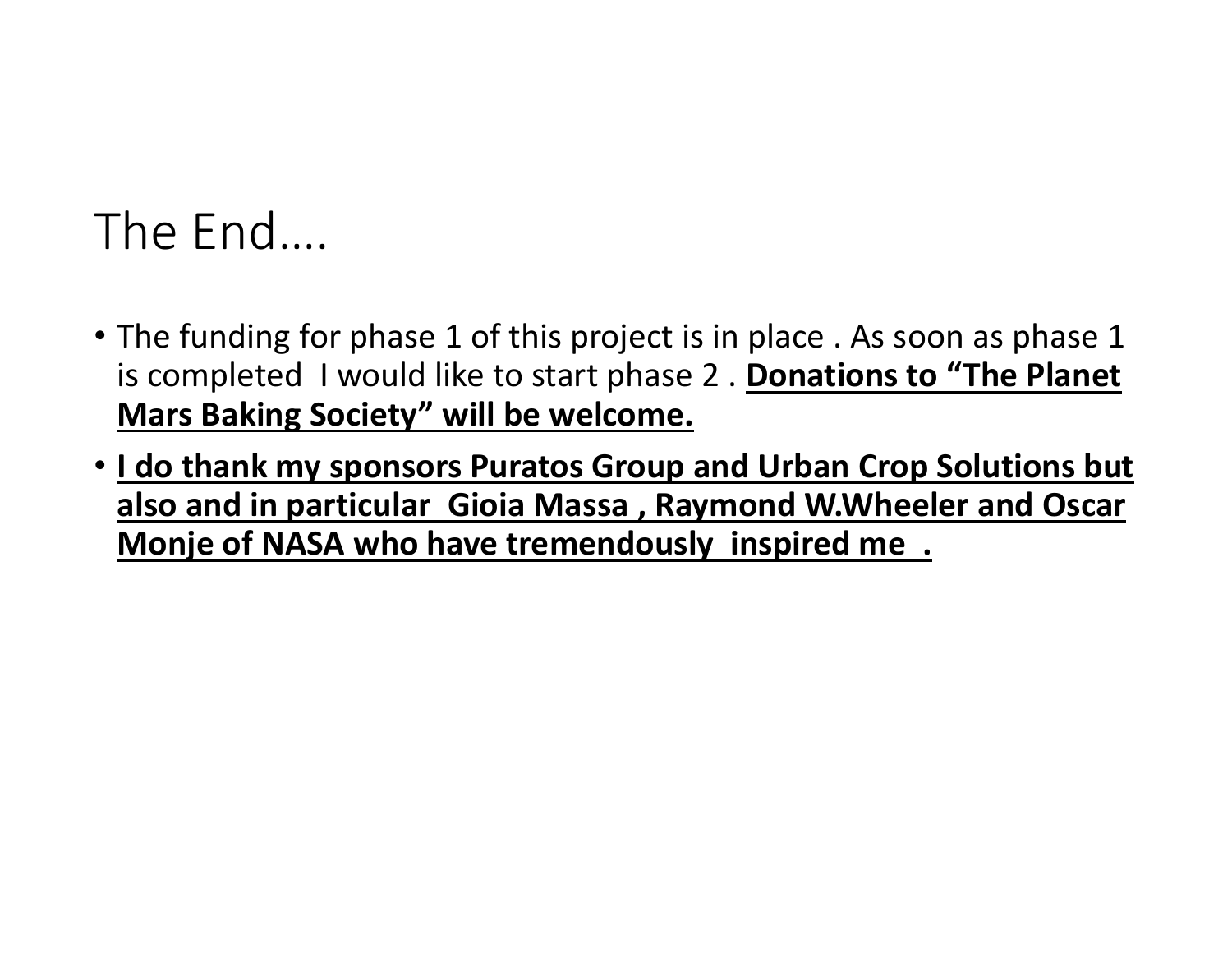# The End….

- The funding for phase 1 of this project is in place . As soon as phase 1 is completed I would like to start phase 2 . **Donations to "The Planet Mars Baking Society" will be welcome.**
- **I do thank my sponsors Puratos Group and Urban Crop Solutions but also and in particular Gioia Massa , Raymond W.Wheeler and Oscar Monje of NASA who have tremendously inspired me .**